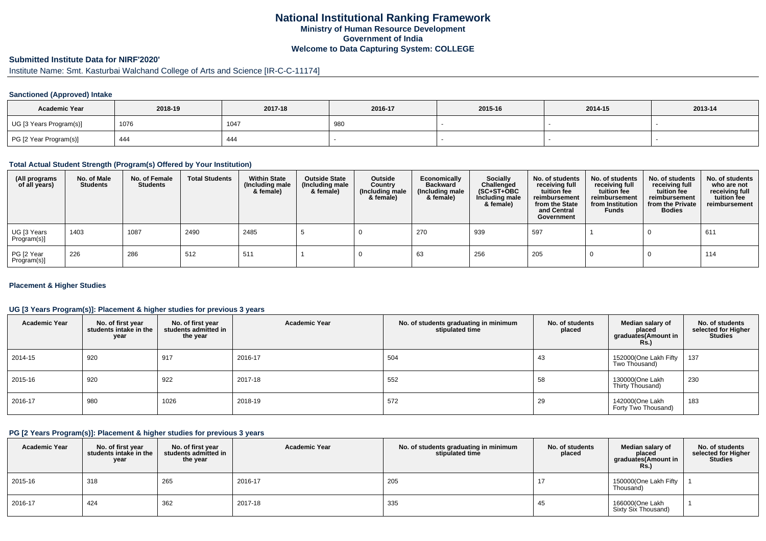# National Institutional Ranking Framework
## Ministry of Human Resource Development
## Government of India
## Welcome to Data Capturing System: COLLEGE

### Submitted Institute Data for NIRF'2020'

Institute Name: Smt. Kasturbai Walchand College of Arts and Science [IR-C-C-11174]

#### Sanctioned (Approved) Intake

| Academic Year | 2018-19 | 2017-18 | 2016-17 | 2015-16 | 2014-15 | 2013-14 |
|---|---|---|---|---|---|---|
| UG [3 Years Program(s)] | 1076 | 1047 | 980 | - | - | - |
| PG [2 Year Program(s)] | 444 | 444 | - | - | - | - |

#### Total Actual Student Strength (Program(s) Offered by Your Institution)

| (All programs of all years) | No. of Male Students | No. of Female Students | Total Students | Within State (Including male & female) | Outside State (Including male & female) | Outside Country (Including male & female) | Economically Backward (Including male & female) | Socially Challenged (SC+ST+OBC Including male & female) | No. of students receiving full tuition fee reimbursement from the State and Central Government | No. of students receiving full tuition fee reimbursement from Institution Funds | No. of students receiving full tuition fee reimbursement from the Private Bodies | No. of students who are not receiving full tuition fee reimbursement |
|---|---|---|---|---|---|---|---|---|---|---|---|---|
| UG [3 Years Program(s)] | 1403 | 1087 | 2490 | 2485 | 5 | 0 | 270 | 939 | 597 | 1 | 0 | 611 |
| PG [2 Year Program(s)] | 226 | 286 | 512 | 511 | 1 | 0 | 63 | 256 | 205 | 0 | 0 | 114 |

#### Placement & Higher Studies

#### UG [3 Years Program(s)]: Placement & higher studies for previous 3 years

| Academic Year | No. of first year students intake in the year | No. of first year students admitted in the year | Academic Year | No. of students graduating in minimum stipulated time | No. of students placed | Median salary of placed graduates(Amount in Rs.) | No. of students selected for Higher Studies |
|---|---|---|---|---|---|---|---|
| 2014-15 | 920 | 917 | 2016-17 | 504 | 43 | 152000(One Lakh Fifty Two Thousand) | 137 |
| 2015-16 | 920 | 922 | 2017-18 | 552 | 58 | 130000(One Lakh Thirty Thousand) | 230 |
| 2016-17 | 980 | 1026 | 2018-19 | 572 | 29 | 142000(One Lakh Forty Two Thousand) | 183 |

#### PG [2 Years Program(s)]: Placement & higher studies for previous 3 years

| Academic Year | No. of first year students intake in the year | No. of first year students admitted in the year | Academic Year | No. of students graduating in minimum stipulated time | No. of students placed | Median salary of placed graduates(Amount in Rs.) | No. of students selected for Higher Studies |
|---|---|---|---|---|---|---|---|
| 2015-16 | 318 | 265 | 2016-17 | 205 | 17 | 150000(One Lakh Fifty Thousand) | 1 |
| 2016-17 | 424 | 362 | 2017-18 | 335 | 45 | 166000(One Lakh Sixty Six Thousand) | 1 |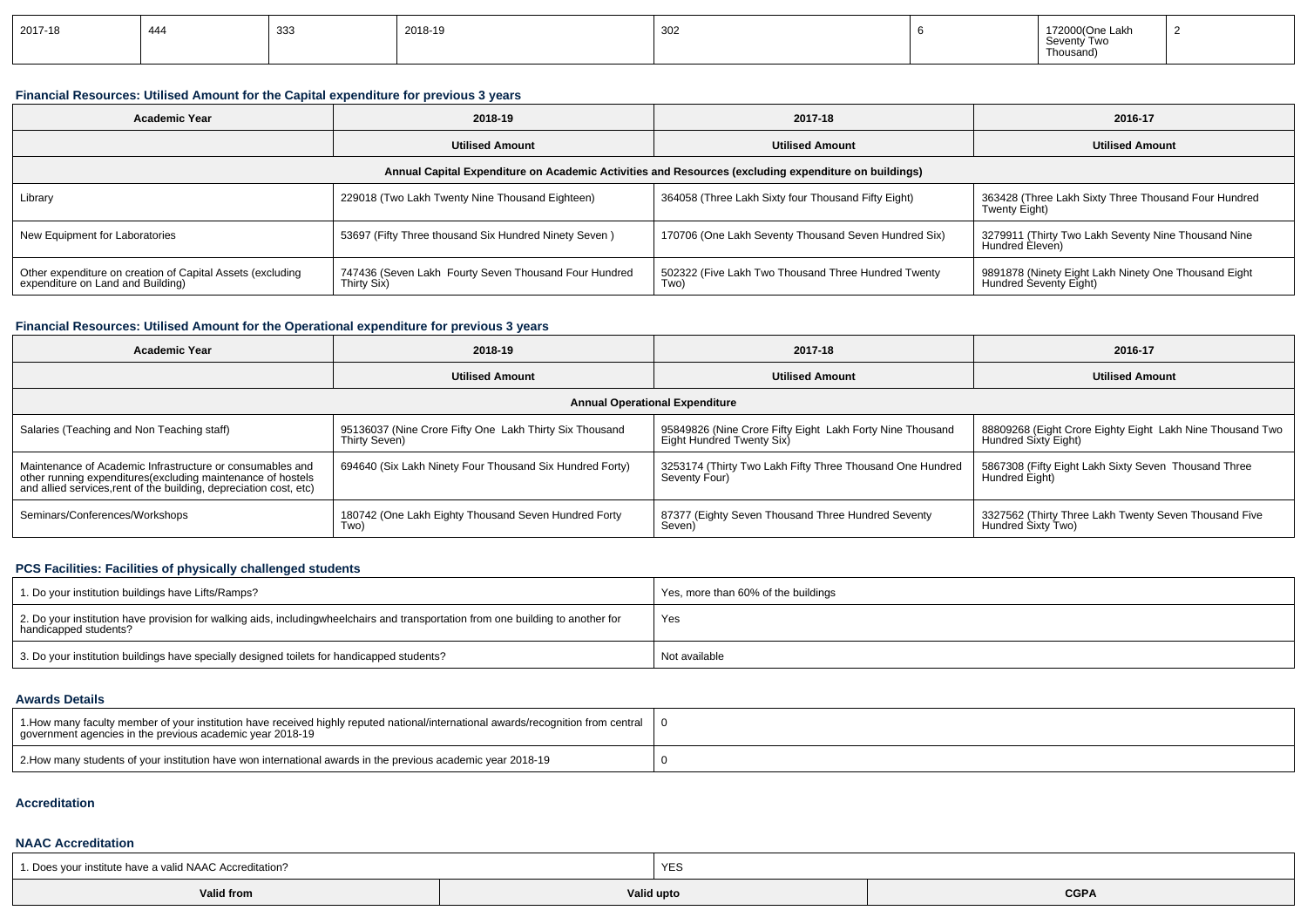| 2017-18 | 444 | 333 | 2018-19 | 302 | 6 | 172000(One Lakh Seventy Two Thousand) | 2 |
|---|---|---|---|---|---|---|---|

### Financial Resources: Utilised Amount for the Capital expenditure for previous 3 years

| Academic Year | 2018-19 | 2017-18 | 2016-17 |
|---|---|---|---|
| | Utilised Amount | Utilised Amount | Utilised Amount |
| Annual Capital Expenditure on Academic Activities and Resources (excluding expenditure on buildings) | | | |
| Library | 229018 (Two Lakh Twenty Nine Thousand Eighteen) | 364058 (Three Lakh Sixty four Thousand Fifty Eight) | 363428 (Three Lakh Sixty Three Thousand Four Hundred Twenty Eight) |
| New Equipment for Laboratories | 53697 (Fifty Three thousand Six Hundred Ninety Seven ) | 170706 (One Lakh Seventy Thousand Seven Hundred Six) | 3279911 (Thirty Two Lakh Seventy Nine Thousand Nine Hundred Eleven) |
| Other expenditure on creation of Capital Assets (excluding expenditure on Land and Building) | 747436 (Seven Lakh Fourty Seven Thousand Four Hundred Thirty Six) | 502322 (Five Lakh Two Thousand Three Hundred Twenty Two) | 9891878 (Ninety Eight Lakh Ninety One Thousand Eight Hundred Seventy Eight) |

### Financial Resources: Utilised Amount for the Operational expenditure for previous 3 years

| Academic Year | 2018-19 | 2017-18 | 2016-17 |
|---|---|---|---|
| | Utilised Amount | Utilised Amount | Utilised Amount |
| Annual Operational Expenditure | | | |
| Salaries (Teaching and Non Teaching staff) | 95136037 (Nine Crore Fifty One Lakh Thirty Six Thousand Thirty Seven) | 95849826 (Nine Crore Fifty Eight Lakh Forty Nine Thousand Eight Hundred Twenty Six) | 88809268 (Eight Crore Eighty Eight Lakh Nine Thousand Two Hundred Sixty Eight) |
| Maintenance of Academic Infrastructure or consumables and other running expenditures(excluding maintenance of hostels and allied services,rent of the building, depreciation cost, etc) | 694640 (Six Lakh Ninety Four Thousand Six Hundred Forty) | 3253174 (Thirty Two Lakh Fifty Three Thousand One Hundred Seventy Four) | 5867308 (Fifty Eight Lakh Sixty Seven Thousand Three Hundred Eight) |
| Seminars/Conferences/Workshops | 180742 (One Lakh Eighty Thousand Seven Hundred Forty Two) | 87377 (Eighty Seven Thousand Three Hundred Seventy Seven) | 3327562 (Thirty Three Lakh Twenty Seven Thousand Five Hundred Sixty Two) |

### PCS Facilities: Facilities of physically challenged students

| | |
|---|---|
| 1. Do your institution buildings have Lifts/Ramps? | Yes, more than 60% of the buildings |
| 2. Do your institution have provision for walking aids, includingwheelchairs and transportation from one building to another for handicapped students? | Yes |
| 3. Do your institution buildings have specially designed toilets for handicapped students? | Not available |

### Awards Details

| | |
|---|---|
| 1.How many faculty member of your institution have received highly reputed national/international awards/recognition from central government agencies in the previous academic year 2018-19 | 0 |
| 2.How many students of your institution have won international awards in the previous academic year 2018-19 | 0 |

### Accreditation

### NAAC Accreditation

| | |
|---|---|
| 1. Does your institute have a valid NAAC Accreditation? | YES |

| Valid from | Valid upto | CGPA |
|---|---|---|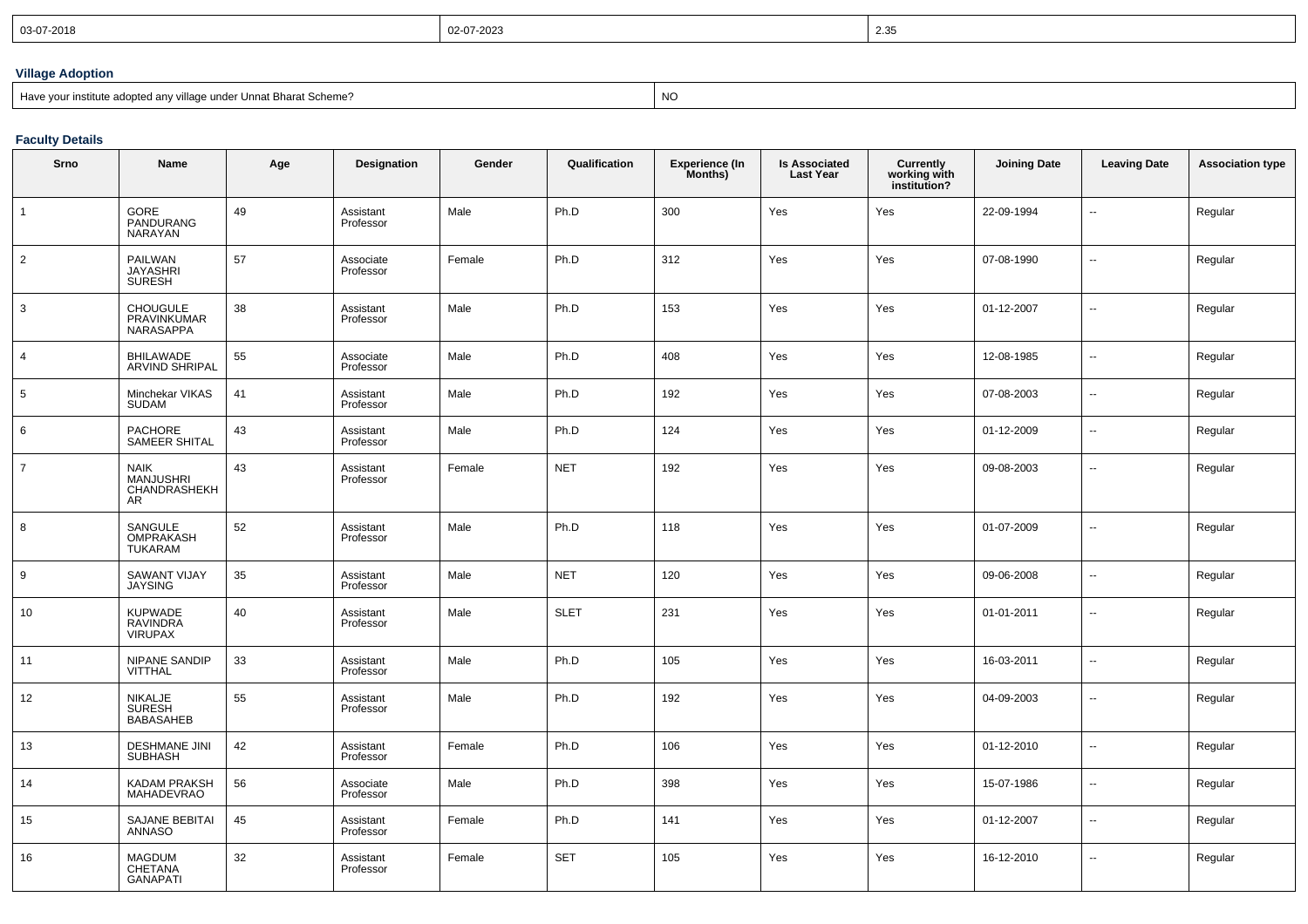| 03-07-2018 | 02-07-2023 | 2.35 |
|---|---|---|

### Village Adoption

| Have your institute adopted any village under Unnat Bharat Scheme? | NO |
|---|---|

### Faculty Details

| Srno | Name | Age | Designation | Gender | Qualification | Experience (In Months) | Is Associated Last Year | Currently working with institution? | Joining Date | Leaving Date | Association type |
|---|---|---|---|---|---|---|---|---|---|---|---|
| 1 | GORE PANDURANG NARAYAN | 49 | Assistant Professor | Male | Ph.D | 300 | Yes | Yes | 22-09-1994 | -- | Regular |
| 2 | PAILWAN JAYASHRI SURESH | 57 | Associate Professor | Female | Ph.D | 312 | Yes | Yes | 07-08-1990 | -- | Regular |
| 3 | CHOUGULE PRAVINKUMAR NARASAPPA | 38 | Assistant Professor | Male | Ph.D | 153 | Yes | Yes | 01-12-2007 | -- | Regular |
| 4 | BHILAWADE ARVIND SHRIPAL | 55 | Associate Professor | Male | Ph.D | 408 | Yes | Yes | 12-08-1985 | -- | Regular |
| 5 | Minchekar VIKAS SUDAM | 41 | Assistant Professor | Male | Ph.D | 192 | Yes | Yes | 07-08-2003 | -- | Regular |
| 6 | PACHORE SAMEER SHITAL | 43 | Assistant Professor | Male | Ph.D | 124 | Yes | Yes | 01-12-2009 | -- | Regular |
| 7 | NAIK MANJUSHRI CHANDRASHEKHAR | 43 | Assistant Professor | Female | NET | 192 | Yes | Yes | 09-08-2003 | -- | Regular |
| 8 | SANGULE OMPRAKASH TUKARAM | 52 | Assistant Professor | Male | Ph.D | 118 | Yes | Yes | 01-07-2009 | -- | Regular |
| 9 | SAWANT VIJAY JAYSING | 35 | Assistant Professor | Male | NET | 120 | Yes | Yes | 09-06-2008 | -- | Regular |
| 10 | KUPWADE RAVINDRA VIRUPAX | 40 | Assistant Professor | Male | SLET | 231 | Yes | Yes | 01-01-2011 | -- | Regular |
| 11 | NIPANE SANDIP VITTHAL | 33 | Assistant Professor | Male | Ph.D | 105 | Yes | Yes | 16-03-2011 | -- | Regular |
| 12 | NIKALJE SURESH BABASAHEB | 55 | Assistant Professor | Male | Ph.D | 192 | Yes | Yes | 04-09-2003 | -- | Regular |
| 13 | DESHMANE JINI SUBHASH | 42 | Assistant Professor | Female | Ph.D | 106 | Yes | Yes | 01-12-2010 | -- | Regular |
| 14 | KADAM PRAKSH MAHADEVRAO | 56 | Associate Professor | Male | Ph.D | 398 | Yes | Yes | 15-07-1986 | -- | Regular |
| 15 | SAJANE BEBITAI ANNASO | 45 | Assistant Professor | Female | Ph.D | 141 | Yes | Yes | 01-12-2007 | -- | Regular |
| 16 | MAGDUM CHETANA GANAPATI | 32 | Assistant Professor | Female | SET | 105 | Yes | Yes | 16-12-2010 | -- | Regular |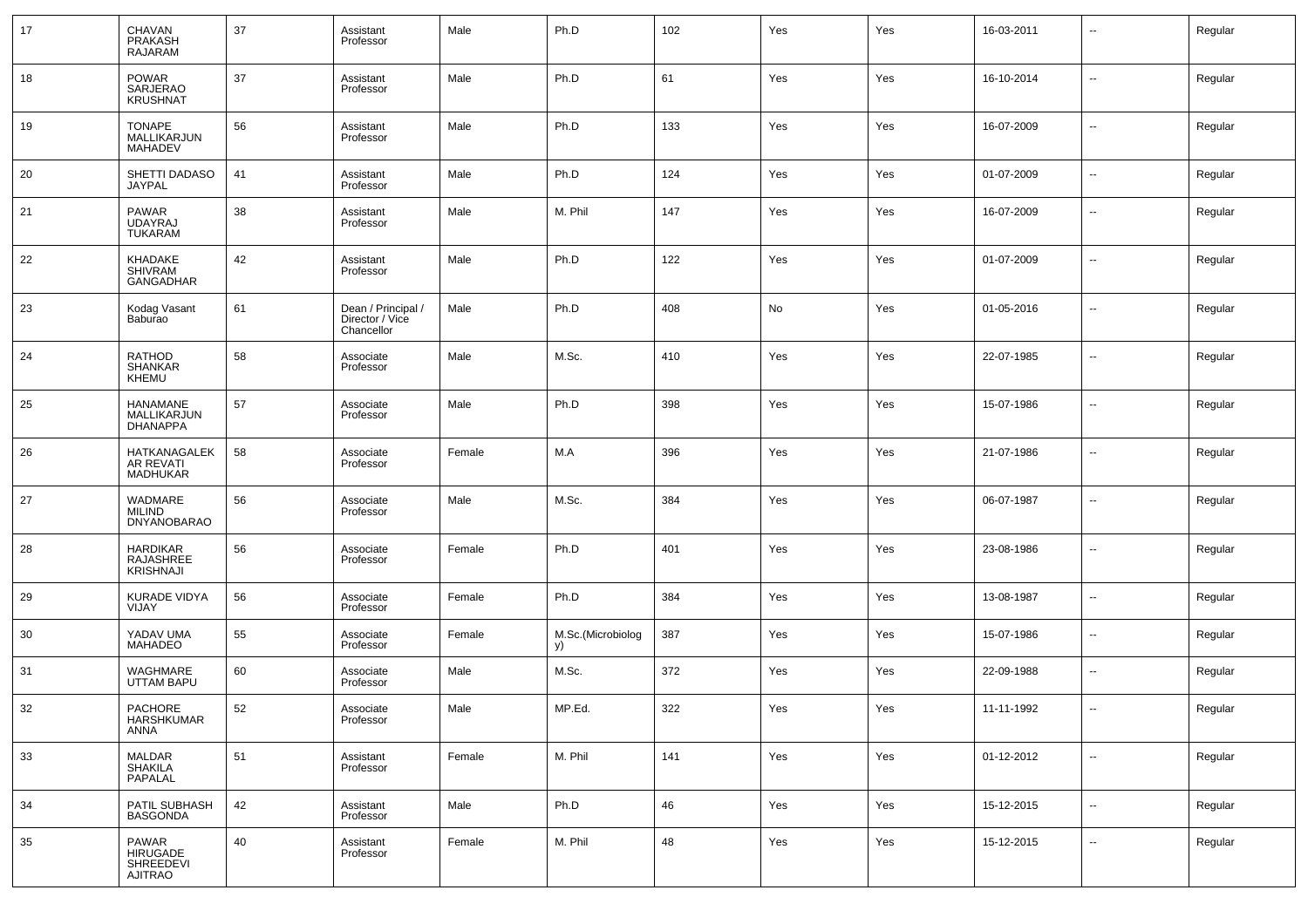| 17 | CHAVAN PRAKASH RAJARAM | 37 | Assistant Professor | Male | Ph.D | 102 | Yes | Yes | 16-03-2011 | -- | Regular |
|---|---|---|---|---|---|---|---|---|---|---|---|
| 18 | POWAR SARJERAO KRUSHNAT | 37 | Assistant Professor | Male | Ph.D | 61 | Yes | Yes | 16-10-2014 | -- | Regular |
| 19 | TONAPE MALLIKARJUN MAHADEV | 56 | Assistant Professor | Male | Ph.D | 133 | Yes | Yes | 16-07-2009 | -- | Regular |
| 20 | SHETTI DADASO JAYPAL | 41 | Assistant Professor | Male | Ph.D | 124 | Yes | Yes | 01-07-2009 | -- | Regular |
| 21 | PAWAR UDAYRAJ TUKARAM | 38 | Assistant Professor | Male | M. Phil | 147 | Yes | Yes | 16-07-2009 | -- | Regular |
| 22 | KHADAKE SHIVRAM GANGADHAR | 42 | Assistant Professor | Male | Ph.D | 122 | Yes | Yes | 01-07-2009 | -- | Regular |
| 23 | Kodag Vasant Baburao | 61 | Dean / Principal / Director / Vice Chancellor | Male | Ph.D | 408 | No | Yes | 01-05-2016 | -- | Regular |
| 24 | RATHOD SHANKAR KHEMU | 58 | Associate Professor | Male | M.Sc. | 410 | Yes | Yes | 22-07-1985 | -- | Regular |
| 25 | HANAMANE MALLIKARJUN DHANAPPA | 57 | Associate Professor | Male | Ph.D | 398 | Yes | Yes | 15-07-1986 | -- | Regular |
| 26 | HATKANAGALEKAR REVATI MADHUKAR | 58 | Associate Professor | Female | M.A | 396 | Yes | Yes | 21-07-1986 | -- | Regular |
| 27 | WADMARE MILIND DNYANOBARAO | 56 | Associate Professor | Male | M.Sc. | 384 | Yes | Yes | 06-07-1987 | -- | Regular |
| 28 | HARDIKAR RAJASHREE KRISHNAJI | 56 | Associate Professor | Female | Ph.D | 401 | Yes | Yes | 23-08-1986 | -- | Regular |
| 29 | KURADE VIDYA VIJAY | 56 | Associate Professor | Female | Ph.D | 384 | Yes | Yes | 13-08-1987 | -- | Regular |
| 30 | YADAV UMA MAHADEO | 55 | Associate Professor | Female | M.Sc.(Microbiology) | 387 | Yes | Yes | 15-07-1986 | -- | Regular |
| 31 | WAGHMARE UTTAM BAPU | 60 | Associate Professor | Male | M.Sc. | 372 | Yes | Yes | 22-09-1988 | -- | Regular |
| 32 | PACHORE HARSHKUMAR ANNA | 52 | Associate Professor | Male | MP.Ed. | 322 | Yes | Yes | 11-11-1992 | -- | Regular |
| 33 | MALDAR SHAKILA PAPALAL | 51 | Assistant Professor | Female | M. Phil | 141 | Yes | Yes | 01-12-2012 | -- | Regular |
| 34 | PATIL SUBHASH BASGONDA | 42 | Assistant Professor | Male | Ph.D | 46 | Yes | Yes | 15-12-2015 | -- | Regular |
| 35 | PAWAR HIRUGADE SHREEDEVI AJITRAO | 40 | Assistant Professor | Female | M. Phil | 48 | Yes | Yes | 15-12-2015 | -- | Regular |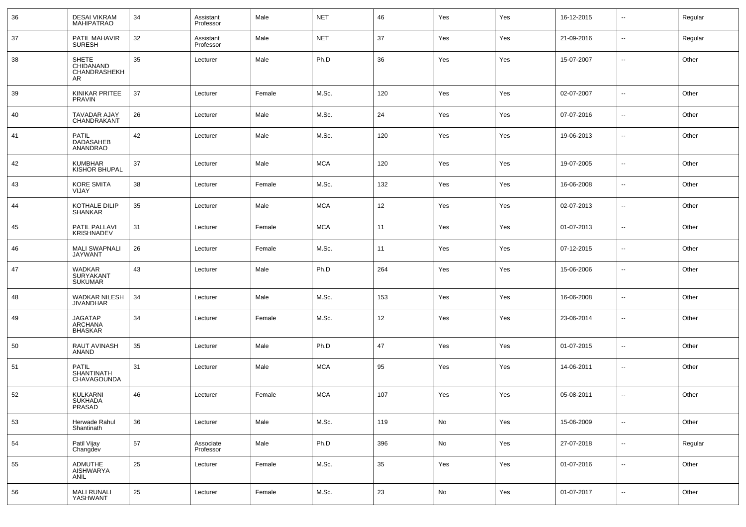| 36 | DESAI VIKRAM MAHIPATRAO | 34 | Assistant Professor | Male | NET | 46 | Yes | Yes | 16-12-2015 | -- | Regular |
|---|---|---|---|---|---|---|---|---|---|---|---|
| 37 | PATIL MAHAVIR SURESH | 32 | Assistant Professor | Male | NET | 37 | Yes | Yes | 21-09-2016 | -- | Regular |
| 38 | SHETE CHIDANAND CHANDRASHEKHAR | 35 | Lecturer | Male | Ph.D | 36 | Yes | Yes | 15-07-2007 | -- | Other |
| 39 | KINIKAR PRITEE PRAVIN | 37 | Lecturer | Female | M.Sc. | 120 | Yes | Yes | 02-07-2007 | -- | Other |
| 40 | TAVADAR AJAY CHANDRAKANT | 26 | Lecturer | Male | M.Sc. | 24 | Yes | Yes | 07-07-2016 | -- | Other |
| 41 | PATIL DADASAHEB ANANDRAO | 42 | Lecturer | Male | M.Sc. | 120 | Yes | Yes | 19-06-2013 | -- | Other |
| 42 | KUMBHAR KISHOR BHUPAL | 37 | Lecturer | Male | MCA | 120 | Yes | Yes | 19-07-2005 | -- | Other |
| 43 | KORE SMITA VIJAY | 38 | Lecturer | Female | M.Sc. | 132 | Yes | Yes | 16-06-2008 | -- | Other |
| 44 | KOTHALE DILIP SHANKAR | 35 | Lecturer | Male | MCA | 12 | Yes | Yes | 02-07-2013 | -- | Other |
| 45 | PATIL PALLAVI KRISHNADEV | 31 | Lecturer | Female | MCA | 11 | Yes | Yes | 01-07-2013 | -- | Other |
| 46 | MALI SWAPNALI JAYWANT | 26 | Lecturer | Female | M.Sc. | 11 | Yes | Yes | 07-12-2015 | -- | Other |
| 47 | WADKAR SURYAKANT SUKUMAR | 43 | Lecturer | Male | Ph.D | 264 | Yes | Yes | 15-06-2006 | -- | Other |
| 48 | WADKAR NILESH JIVANDHAR | 34 | Lecturer | Male | M.Sc. | 153 | Yes | Yes | 16-06-2008 | -- | Other |
| 49 | JAGATAP ARCHANA BHASKAR | 34 | Lecturer | Female | M.Sc. | 12 | Yes | Yes | 23-06-2014 | -- | Other |
| 50 | RAUT AVINASH ANAND | 35 | Lecturer | Male | Ph.D | 47 | Yes | Yes | 01-07-2015 | -- | Other |
| 51 | PATIL SHANTINATH CHAVAGOUNDA | 31 | Lecturer | Male | MCA | 95 | Yes | Yes | 14-06-2011 | -- | Other |
| 52 | KULKARNI SUKHADA PRASAD | 46 | Lecturer | Female | MCA | 107 | Yes | Yes | 05-08-2011 | -- | Other |
| 53 | Herwade Rahul Shantinath | 36 | Lecturer | Male | M.Sc. | 119 | No | Yes | 15-06-2009 | -- | Other |
| 54 | Patil Vijay Changdev | 57 | Associate Professor | Male | Ph.D | 396 | No | Yes | 27-07-2018 | -- | Regular |
| 55 | ADMUTHE AISHWARYA ANIL | 25 | Lecturer | Female | M.Sc. | 35 | Yes | Yes | 01-07-2016 | -- | Other |
| 56 | MALI RUNALI YASHWANT | 25 | Lecturer | Female | M.Sc. | 23 | No | Yes | 01-07-2017 | -- | Other |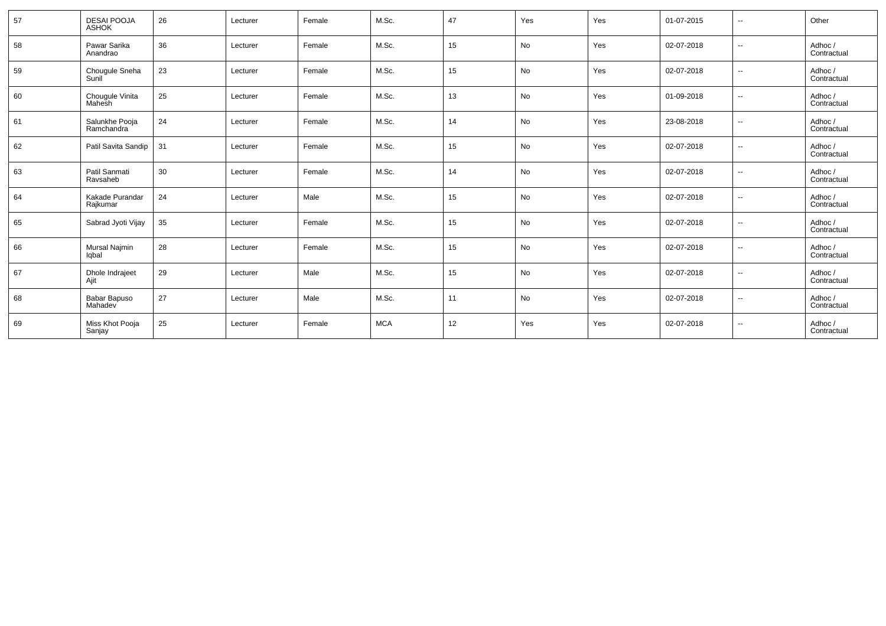| | | | | | | | | | | | |
|---|---|---|---|---|---|---|---|---|---|---|---|
| 57 | DESAI POOJA ASHOK | 26 | Lecturer | Female | M.Sc. | 47 | Yes | Yes | 01-07-2015 | -- | Other |
| 58 | Pawar Sarika Anandrao | 36 | Lecturer | Female | M.Sc. | 15 | No | Yes | 02-07-2018 | -- | Adhoc / Contractual |
| 59 | Chougule Sneha Sunil | 23 | Lecturer | Female | M.Sc. | 15 | No | Yes | 02-07-2018 | -- | Adhoc / Contractual |
| 60 | Chougule Vinita Mahesh | 25 | Lecturer | Female | M.Sc. | 13 | No | Yes | 01-09-2018 | -- | Adhoc / Contractual |
| 61 | Salunkhe Pooja Ramchandra | 24 | Lecturer | Female | M.Sc. | 14 | No | Yes | 23-08-2018 | -- | Adhoc / Contractual |
| 62 | Patil Savita Sandip | 31 | Lecturer | Female | M.Sc. | 15 | No | Yes | 02-07-2018 | -- | Adhoc / Contractual |
| 63 | Patil Sanmati Ravsaheb | 30 | Lecturer | Female | M.Sc. | 14 | No | Yes | 02-07-2018 | -- | Adhoc / Contractual |
| 64 | Kakade Purandar Rajkumar | 24 | Lecturer | Male | M.Sc. | 15 | No | Yes | 02-07-2018 | -- | Adhoc / Contractual |
| 65 | Sabrad Jyoti Vijay | 35 | Lecturer | Female | M.Sc. | 15 | No | Yes | 02-07-2018 | -- | Adhoc / Contractual |
| 66 | Mursal Najmin Iqbal | 28 | Lecturer | Female | M.Sc. | 15 | No | Yes | 02-07-2018 | -- | Adhoc / Contractual |
| 67 | Dhole Indrajeet Ajit | 29 | Lecturer | Male | M.Sc. | 15 | No | Yes | 02-07-2018 | -- | Adhoc / Contractual |
| 68 | Babar Bapuso Mahadev | 27 | Lecturer | Male | M.Sc. | 11 | No | Yes | 02-07-2018 | -- | Adhoc / Contractual |
| 69 | Miss Khot Pooja Sanjay | 25 | Lecturer | Female | MCA | 12 | Yes | Yes | 02-07-2018 | -- | Adhoc / Contractual |